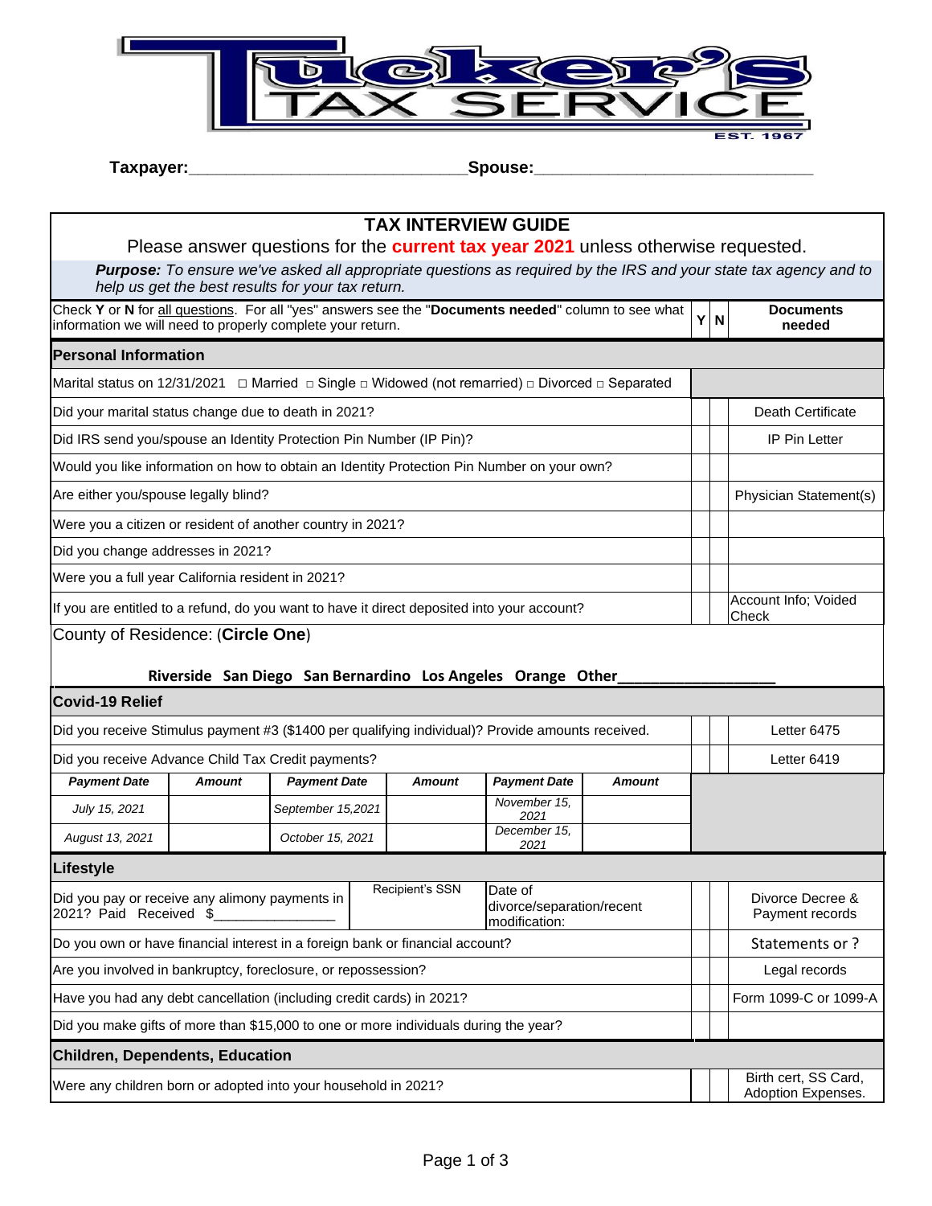# Tucker's Tax Service

EST. 1967

**Taxpayer:**______________________________ **Spense:**______________________________

## TAX INTERVIEW GUIDE

Please answer questions for the **current tax year 2021** unless otherwise requested.

***Purpose:*** *To ensure we've asked all appropriate questions as required by the IRS and your state tax agency and to help us get the best results for your tax return.*

| Check **Y** or **N** for all questions. For all "yes" answers see the "**Documents needed**" column to see what information we will need to properly complete your return. | Y | N | Documents needed |
|---|---|---|---|
| **Personal Information** | | | |
| Marital status on 12/31/2021 □ Married □ Single □ Widowed (not remarried) □ Divorced □ Separated | | | |
| Did your marital status change due to death in 2021? | | | Death Certificate |
| Did IRS send you/spouse an Identity Protection Pin Number (IP Pin)? | | | IP Pin Letter |
| Would you like information on how to obtain an Identity Protection Pin Number on your own? | | | |
| Are either you/spouse legally blind? | | | Physician Statement(s) |
| Were you a citizen or resident of another country in 2021? | | | |
| Did you change addresses in 2021? | | | |
| Were you a full year California resident in 2021? | | | |
| If you are entitled to a refund, do you want to have it direct deposited into your account? | | | Account Info; Voided Check |

County of Residence: (**Circle One**)

**Riverside San Diego San Bernardino Los Angeles Orange Other__________________**

| **Covid-19 Relief** | Y | N | Documents needed |
|---|---|---|---|
| Did you receive Stimulus payment #3 ($1400 per qualifying individual)? Provide amounts received. | | | Letter 6475 |
| Did you receive Advance Child Tax Credit payments? | | | Letter 6419 |

| *Payment Date* | *Amount* | *Payment Date* | *Amount* | *Payment Date* | *Amount* |
|---|---|---|---|---|---|
| *July 15, 2021* | | *September 15,2021* | | *November 15, 2021* | |
| *August 13, 2021* | | *October 15, 2021* | | *December 15, 2021* | |

| **Lifestyle** | | | Y | N | Documents needed |
|---|---|---|---|---|---|
| Did you pay or receive any alimony payments in 2021? Paid Received $_______________ | Recipient's SSN | Date of divorce/separation/recent modification: | | | Divorce Decree & Payment records |
| Do you own or have financial interest in a foreign bank or financial account? | | | | | Statements or ? |
| Are you involved in bankruptcy, foreclosure, or repossession? | | | | | Legal records |
| Have you had any debt cancellation (including credit cards) in 2021? | | | | | Form 1099-C or 1099-A |
| Did you make gifts of more than $15,000 to one or more individuals during the year? | | | | | |

| **Children, Dependents, Education** | Y | N | Documents needed |
|---|---|---|---|
| Were any children born or adopted into your household in 2021? | | | Birth cert, SS Card, Adoption Expenses. |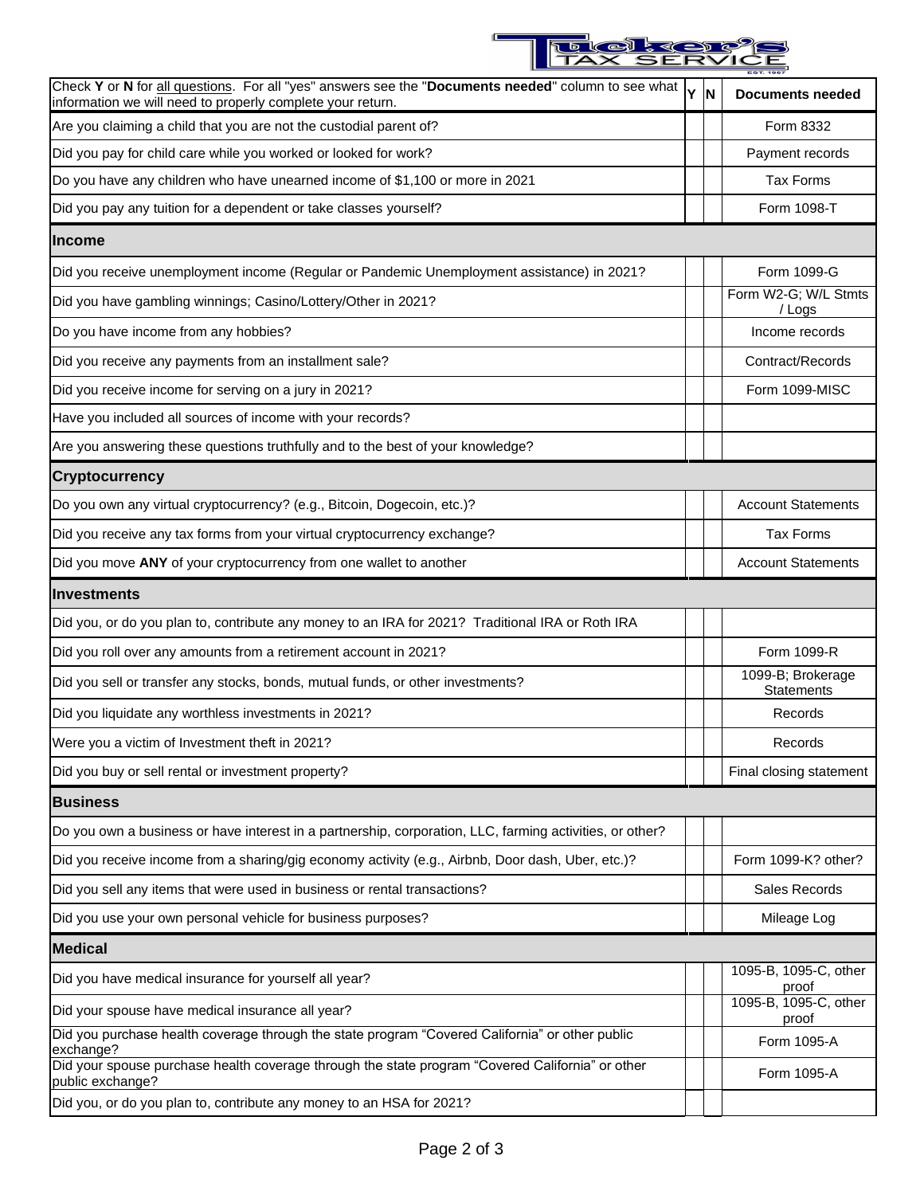| Check **Y** or **N** for all questions. For all "yes" answers see the "**Documents needed**" column to see what information we will need to properly complete your return. | Y | N | Documents needed |
|---|---|---|---|
| Are you claiming a child that you are not the custodial parent of? | | | Form 8332 |
| Did you pay for child care while you worked or looked for work? | | | Payment records |
| Do you have any children who have unearned income of $1,100 or more in 2021 | | | Tax Forms |
| Did you pay any tuition for a dependent or take classes yourself? | | | Form 1098-T |
| **Income** | | | |
| Did you receive unemployment income (Regular or Pandemic Unemployment assistance) in 2021? | | | Form 1099-G |
| Did you have gambling winnings; Casino/Lottery/Other in 2021? | | | Form W2-G; W/L Stmts / Logs |
| Do you have income from any hobbies? | | | Income records |
| Did you receive any payments from an installment sale? | | | Contract/Records |
| Did you receive income for serving on a jury in 2021? | | | Form 1099-MISC |
| Have you included all sources of income with your records? | | | |
| Are you answering these questions truthfully and to the best of your knowledge? | | | |
| **Cryptocurrency** | | | |
| Do you own any virtual cryptocurrency? (e.g., Bitcoin, Dogecoin, etc.)? | | | Account Statements |
| Did you receive any tax forms from your virtual cryptocurrency exchange? | | | Tax Forms |
| Did you move **ANY** of your cryptocurrency from one wallet to another | | | Account Statements |
| **Investments** | | | |
| Did you, or do you plan to, contribute any money to an IRA for 2021? Traditional IRA or Roth IRA | | | |
| Did you roll over any amounts from a retirement account in 2021? | | | Form 1099-R |
| Did you sell or transfer any stocks, bonds, mutual funds, or other investments? | | | 1099-B; Brokerage Statements |
| Did you liquidate any worthless investments in 2021? | | | Records |
| Were you a victim of Investment theft in 2021? | | | Records |
| Did you buy or sell rental or investment property? | | | Final closing statement |
| **Business** | | | |
| Do you own a business or have interest in a partnership, corporation, LLC, farming activities, or other? | | | |
| Did you receive income from a sharing/gig economy activity (e.g., Airbnb, Door dash, Uber, etc.)? | | | Form 1099-K? other? |
| Did you sell any items that were used in business or rental transactions? | | | Sales Records |
| Did you use your own personal vehicle for business purposes? | | | Mileage Log |
| **Medical** | | | |
| Did you have medical insurance for yourself all year? | | | 1095-B, 1095-C, other proof |
| Did your spouse have medical insurance all year? | | | 1095-B, 1095-C, other proof |
| Did you purchase health coverage through the state program “Covered California” or other public exchange? | | | Form 1095-A |
| Did your spouse purchase health coverage through the state program “Covered California” or other public exchange? | | | Form 1095-A |
| Did you, or do you plan to, contribute any money to an HSA for 2021? | | | |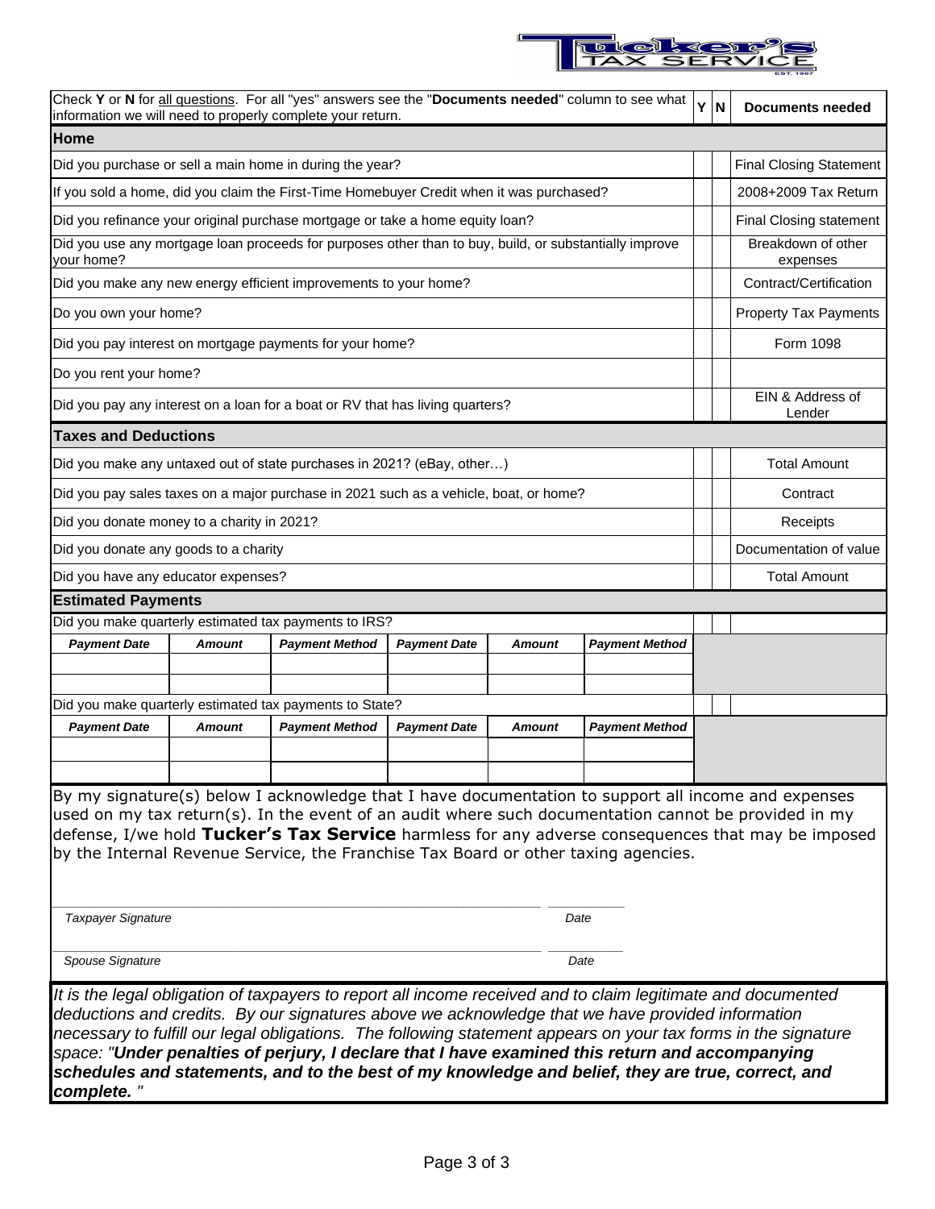Tucker's TAX SERVICE EST. 1967

| Check **Y** or **N** for all questions. For all "yes" answers see the "**Documents needed**" column to see what information we will need to properly complete your return. | Y | N | Documents needed |
|---|---|---|---|
| **Home** | | | |
| Did you purchase or sell a main home in during the year? | | | Final Closing Statement |
| If you sold a home, did you claim the First-Time Homebuyer Credit when it was purchased? | | | 2008+2009 Tax Return |
| Did you refinance your original purchase mortgage or take a home equity loan? | | | Final Closing statement |
| Did you use any mortgage loan proceeds for purposes other than to buy, build, or substantially improve your home? | | | Breakdown of other expenses |
| Did you make any new energy efficient improvements to your home? | | | Contract/Certification |
| Do you own your home? | | | Property Tax Payments |
| Did you pay interest on mortgage payments for your home? | | | Form 1098 |
| Do you rent your home? | | | |
| Did you pay any interest on a loan for a boat or RV that has living quarters? | | | EIN & Address of Lender |
| **Taxes and Deductions** | | | |
| Did you make any untaxed out of state purchases in 2021? (eBay, other…) | | | Total Amount |
| Did you pay sales taxes on a major purchase in 2021 such as a vehicle, boat, or home? | | | Contract |
| Did you donate money to a charity in 2021? | | | Receipts |
| Did you donate any goods to a charity | | | Documentation of value |
| Did you have any educator expenses? | | | Total Amount |

**Estimated Payments**

Did you make quarterly estimated tax payments to IRS?

| Payment Date | Amount | Payment Method | Payment Date | Amount | Payment Method |
|---|---|---|---|---|---|
| | | | | | |
| | | | | | |

Did you make quarterly estimated tax payments to State?

| Payment Date | Amount | Payment Method | Payment Date | Amount | Payment Method |
|---|---|---|---|---|---|
| | | | | | |
| | | | | | |

By my signature(s) below I acknowledge that I have documentation to support all income and expenses used on my tax return(s). In the event of an audit where such documentation cannot be provided in my defense, I/we hold **Tucker's Tax Service** harmless for any adverse consequences that may be imposed by the Internal Revenue Service, the Franchise Tax Board or other taxing agencies.

_Taxpayer Signature_ ______________________ _Date_ __________

_Spouse Signature_ ______________________ _Date_ __________

*It is the legal obligation of taxpayers to report all income received and to claim legitimate and documented deductions and credits. By our signatures above we acknowledge that we have provided information necessary to fulfill our legal obligations. The following statement appears on your tax forms in the signature space: "**Under penalties of perjury, I declare that I have examined this return and accompanying schedules and statements, and to the best of my knowledge and belief, they are true, correct, and complete.** "*